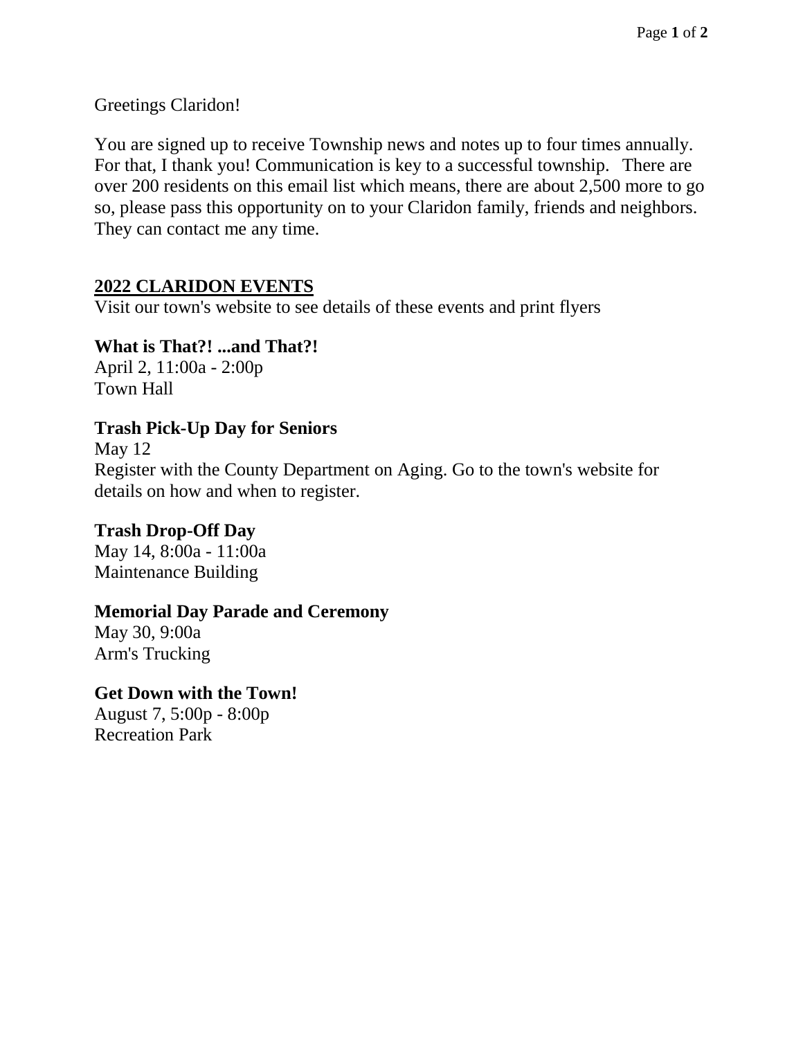Greetings Claridon!

You are signed up to receive Township news and notes up to four times annually. For that, I thank you! Communication is key to a successful township. There are over 200 residents on this email list which means, there are about 2,500 more to go so, please pass this opportunity on to your Claridon family, friends and neighbors. They can contact me any time.

## 2022 CLARIDON EVENTS

Visit our town's website to see details of these events and print flyers

**What is That?! ...and That?!**
April 2, 11:00a - 2:00p
Town Hall

**Trash Pick-Up Day for Seniors**
May 12
Register with the County Department on Aging. Go to the town's website for details on how and when to register.

**Trash Drop-Off Day**
May 14, 8:00a - 11:00a
Maintenance Building

**Memorial Day Parade and Ceremony**
May 30, 9:00a
Arm's Trucking

**Get Down with the Town!**
August 7, 5:00p - 8:00p
Recreation Park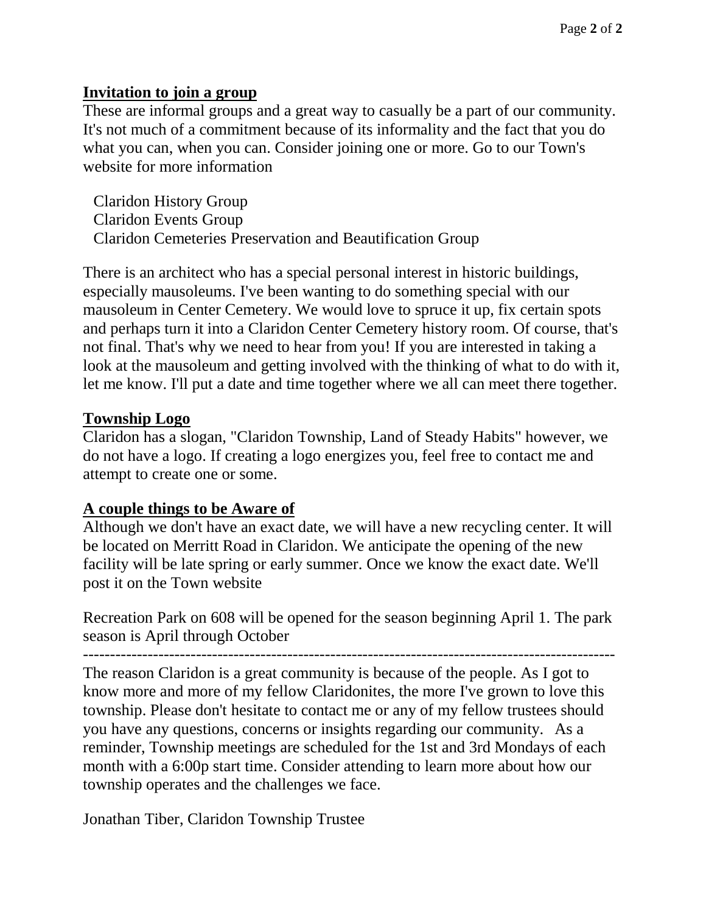**Invitation to join a group**

These are informal groups and a great way to casually be a part of our community. It's not much of a commitment because of its informality and the fact that you do what you can, when you can. Consider joining one or more. Go to our Town's website for more information

Claridon History Group
Claridon Events Group
Claridon Cemeteries Preservation and Beautification Group

There is an architect who has a special personal interest in historic buildings, especially mausoleums. I've been wanting to do something special with our mausoleum in Center Cemetery. We would love to spruce it up, fix certain spots and perhaps turn it into a Claridon Center Cemetery history room. Of course, that's not final. That's why we need to hear from you! If you are interested in taking a look at the mausoleum and getting involved with the thinking of what to do with it, let me know. I'll put a date and time together where we all can meet there together.

**Township Logo**

Claridon has a slogan, "Claridon Township, Land of Steady Habits" however, we do not have a logo. If creating a logo energizes you, feel free to contact me and attempt to create one or some.

**A couple things to be Aware of**

Although we don't have an exact date, we will have a new recycling center. It will be located on Merritt Road in Claridon. We anticipate the opening of the new facility will be late spring or early summer. Once we know the exact date. We'll post it on the Town website

Recreation Park on 608 will be opened for the season beginning April 1. The park season is April through October

---

The reason Claridon is a great community is because of the people. As I got to know more and more of my fellow Claridonites, the more I've grown to love this township. Please don't hesitate to contact me or any of my fellow trustees should you have any questions, concerns or insights regarding our community. As a reminder, Township meetings are scheduled for the 1st and 3rd Mondays of each month with a 6:00p start time. Consider attending to learn more about how our township operates and the challenges we face.

Jonathan Tiber, Claridon Township Trustee